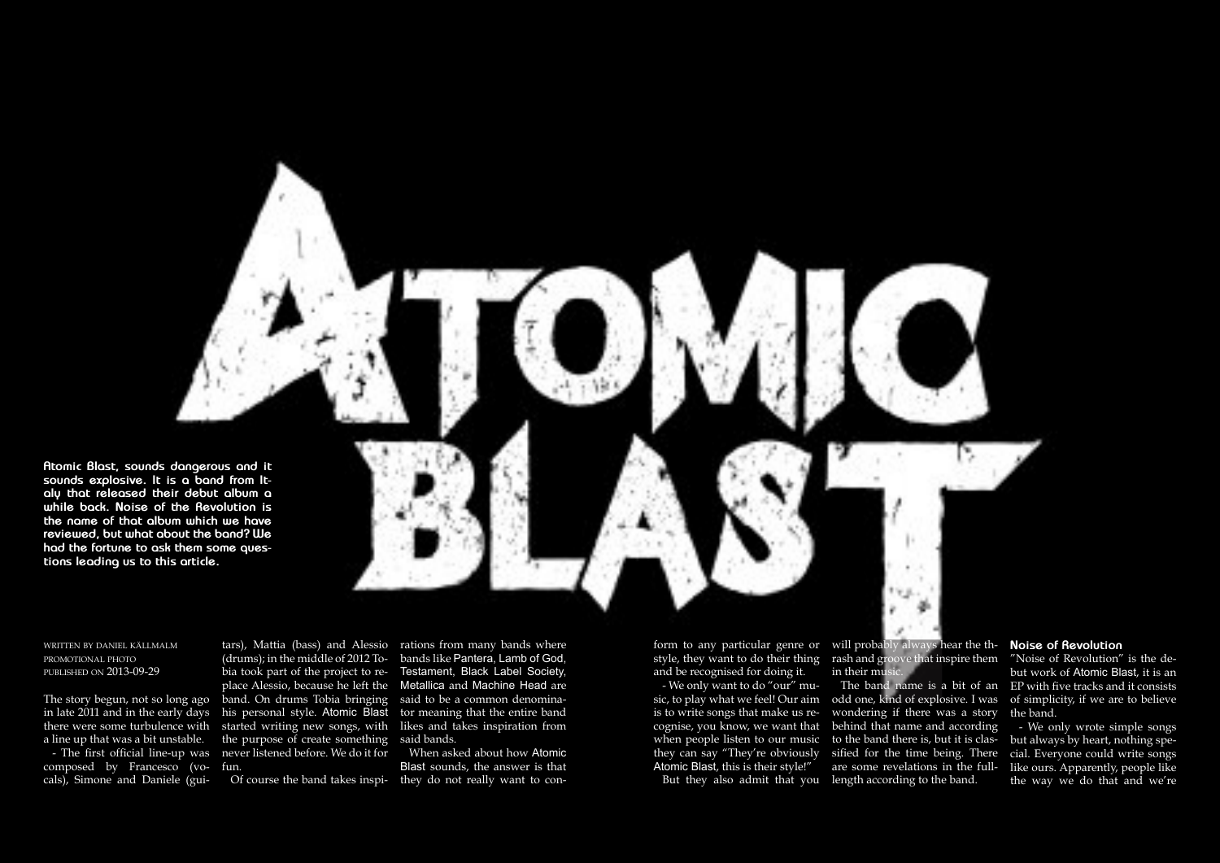# Atomic Blast

**Atomic Blast, sounds dangerous and it sounds explosive. It is a band from Italy that released their debut album a while back. Noise of the Revolution is the name of that album which we have reviewed, but what about the band? We had the fortune to ask them some questions leading us to this article.**

WRITTEN BY DANIEL KÄLLMALM
PROMOTIONAL PHOTO
PUBLISHED ON 2013-09-29

The story begun, not so long ago in late 2011 and in the early days there were some turbulence with a line up that was a bit unstable.

- The first official line-up was composed by Francesco (vocals), Simone and Daniele (guitars), Mattia (bass) and Alessio (drums); in the middle of 2012 Tobia took part of the project to replace Alessio, because he left the band. On drums Tobia bringing his personal style. Atomic Blast started writing new songs, with the purpose of create something never listened before. We do it for fun.

Of course the band takes inspirations from many bands where bands like Pantera, Lamb of God, Testament, Black Label Society, Metallica and Machine Head are said to be a common denominator meaning that the entire band likes and takes inspiration from said bands.

When asked about how Atomic Blast sounds, the answer is that they do not really want to conform to any particular genre or style, they want to do their thing and be recognised for doing it.

- We only want to do "our" music, to play what we feel! Our aim is to write songs that make us recognise, you know, we want that when people listen to our music they can say "They're obviously Atomic Blast, this is their style!"

But they also admit that you will probably always hear the thrash and groove that inspire them in their music.

The band name is a bit of an odd one, kind of explosive. I was wondering if there was a story behind that name and according to the band there is, but it is classified for the time being. There are some revelations in the full-length according to the band.

## Noise of Revolution

"Noise of Revolution" is the debut work of Atomic Blast, it is an EP with five tracks and it consists of simplicity, if we are to believe the band.

- We only wrote simple songs but always by heart, nothing special. Everyone could write songs like ours. Apparently, people like the way we do that and we're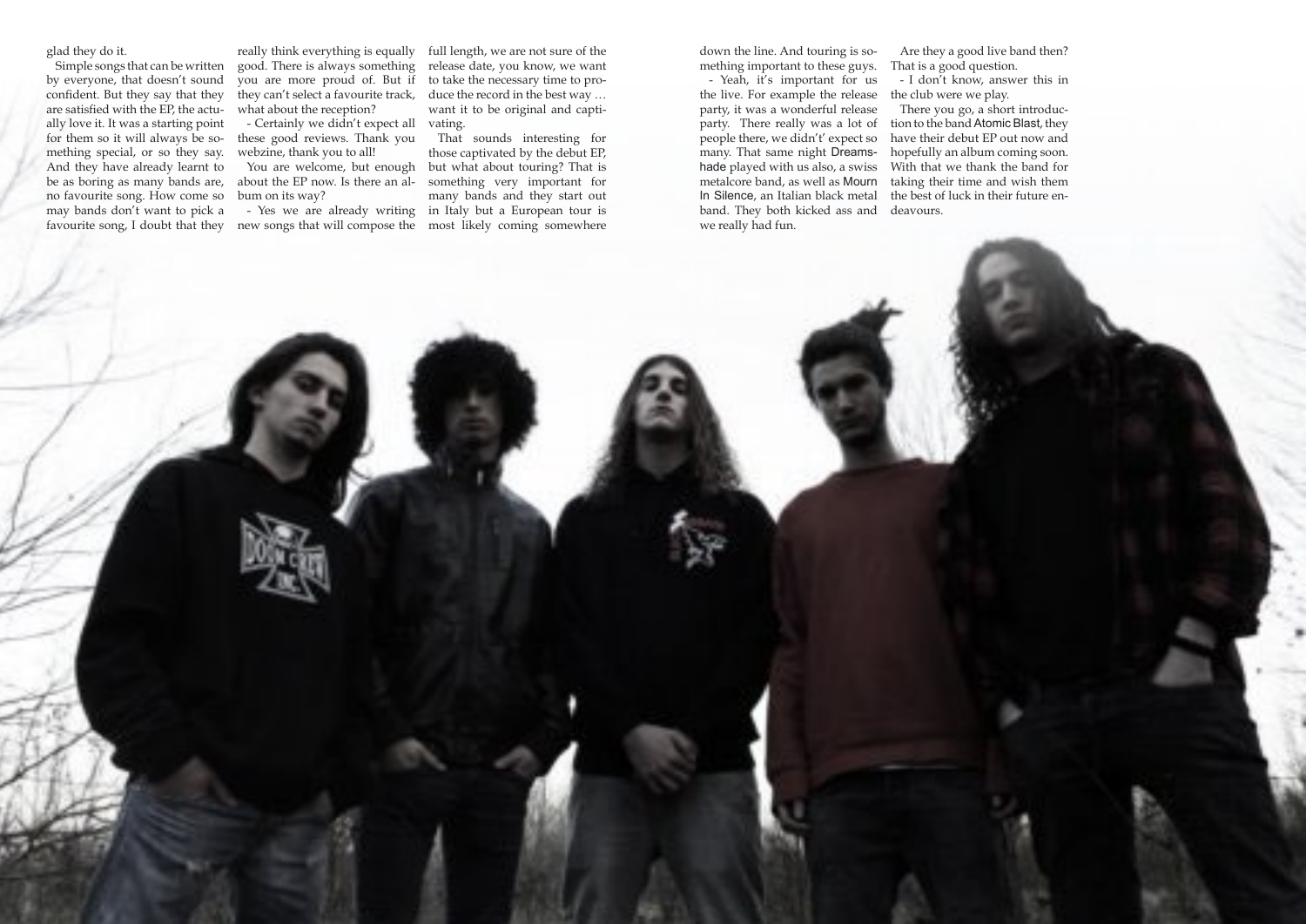glad they do it.

Simple songs that can be written by everyone, that doesn't sound confident. But they say that they are satisfied with the EP, the actually love it. It was a starting point for them so it will always be something special, or so they say. And they have already learnt to be as boring as many bands are, no favourite song. How come so may bands don't want to pick a favourite song, I doubt that they really think everything is equally good. There is always something you are more proud of. But if they can't select a favourite track, what about the reception?

- Certainly we didn't expect all these good reviews. Thank you webzine, thank you to all!

You are welcome, but enough about the EP now. Is there an album on its way?

- Yes we are already writing new songs that will compose the full length, we are not sure of the release date, you know, we want to take the necessary time to produce the record in the best way … want it to be original and captivating.

That sounds interesting for those captivated by the debut EP, but what about touring? That is something very important for many bands and they start out in Italy but a European tour is most likely coming somewhere down the line. And touring is something important to these guys.

- Yeah, it's important for us the live. For example the release party, it was a wonderful release party. There really was a lot of people there, we didn't' expect so many. That same night Dreamshade played with us also, a swiss metalcore band, as well as Mourn In Silence, an Italian black metal band. They both kicked ass and we really had fun.

Are they a good live band then? That is a good question.

- I don't know, answer this in the club were we play.

There you go, a short introduction to the band Atomic Blast, they have their debut EP out now and hopefully an album coming soon. With that we thank the band for taking their time and wish them the best of luck in their future endeavours.